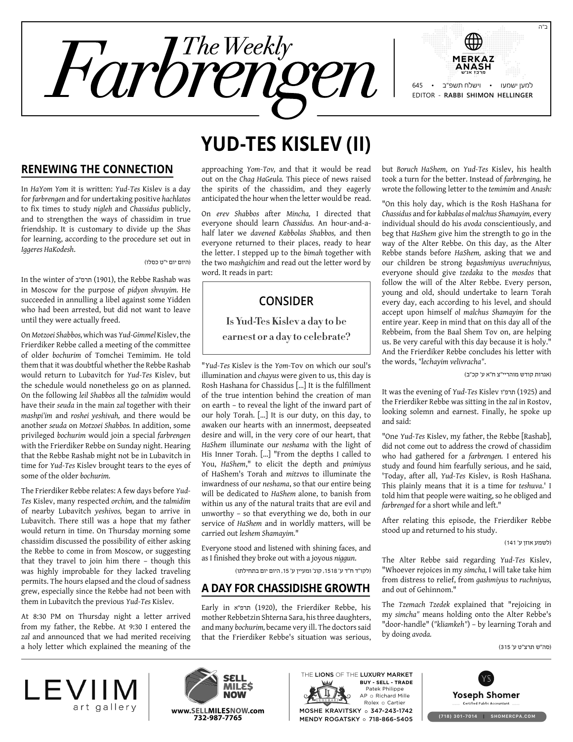# The Weekly Farbrengen

ב"ה

MERKAZ ANASH

מרכז אנ"ש

למען ישמעו • וישלח תשפ"ב • 645

EDITOR - RABBI SHIMON HELLINGER

# YUD-TES KISLEV (II)

## RENEWING THE CONNECTION

In *HaYom Yom* it is written: *Yud-Tes* Kislev is a day for *farbrengen* and for undertaking positive *hachlatos* to fix times to study *nigleh* and *Chassidus* publicly, and to strengthen the ways of chassidim in true friendship. It is customary to divide up the *Shas* for learning, according to the procedure set out in *Iggeres HaKodesh*.

(היום יום י"ט כסלו)

In the winter of תרס"ב (1901), the Rebbe Rashab was in Moscow for the purpose of *pidyon shvuyim*. He succeeded in annulling a libel against some Yidden who had been arrested, but did not want to leave until they were actually freed.

On *Motzoei Shabbos*, which was *Yud-Gimmel* Kislev, the Frierdiker Rebbe called a meeting of the committee of older *bochurim* of Tomchei Temimim. He told them that it was doubtful whether the Rebbe Rashab would return to Lubavitch for *Yud-Tes* Kislev, but the schedule would nonetheless go on as planned. On the following *leil Shabbos* all the *talmidim* would have their *seuda* in the main *zal* together with their *mashpi'im* and *roshei yeshivah,* and there would be another *seuda* on *Motzoei Shabbos.* In addition, some privileged *bochurim* would join a special *farbrengen* with the Frierdiker Rebbe on Sunday night. Hearing that the Rebbe Rashab might not be in Lubavitch in time for *Yud-Tes* Kislev brought tears to the eyes of some of the older *bochurim.*

The Frierdiker Rebbe relates: A few days before *Yud-Tes* Kislev, many respected *orchim,* and the *talmidim* of nearby Lubavitch *yeshivos,* began to arrive in Lubavitch. There still was a hope that my father would return in time. On Thursday morning some chassidim discussed the possibility of either asking the Rebbe to come in from Moscow, or suggesting that they travel to join him there – though this was highly improbable for they lacked traveling permits. The hours elapsed and the cloud of sadness grew, especially since the Rebbe had not been with them in Lubavitch the previous *Yud-Tes* Kislev.

At 8:30 PM on Thursday night a letter arrived from my father, the Rebbe. At 9:30 I entered the *zal* and announced that we had merited receiving a holy letter which explained the meaning of the approaching *Yom-Tov,* and that it would be read out on the *Chag HaGeula.* This piece of news raised the spirits of the chassidim, and they eagerly anticipated the hour when the letter would be read.

On *erev Shabbos* after *Mincha,* I directed that everyone should learn *Chassidus.* An hour-and-a-half later we *davened Kabbolas Shabbos,* and then everyone returned to their places, ready to hear the letter. I stepped up to the *bimah* together with the two *mashgichim* and read out the letter word by word. It reads in part:

> **CONSIDER**
>
> Is Yud-Tes Kislev a day to be earnest or a day to celebrate?

"*Yud-Tes* Kislev is the *Yom*-Tov on which our soul's illumination and *chayus* were given to us, this day is Rosh Hashana for Chassidus [...] It is the fulfillment of the true intention behind the creation of man on earth – to reveal the light of the inward part of our holy Torah. [...] It is our duty, on this day, to awaken our hearts with an innermost, deepseated desire and will, in the very core of our heart, that *HaShem* illuminate our *neshama* with the light of His Inner Torah. [...] "From the depths I called to You, *HaShem*," to elicit the depth and *pnimiyus* of HaShem's Torah and *mitzvos* to illuminate the inwardness of our *neshama*, so that our entire being will be dedicated to *HaShem* alone, to banish from within us any of the natural traits that are evil and unworthy – so that everything we do, both in our service of *HaShem* and in worldly matters, will be carried out *leshem Shamayim.*"

Everyone stood and listened with shining faces, and as I finished they broke out with a joyous *niggun*.

(לקו"ד ח"ד ע' 1518, קונ' ומעיין ע' 15, היום יום בתחילתו)

## A DAY FOR CHASSIDISHE GROWTH

Early in תרפ"א (1920), the Frierdiker Rebbe, his mother Rebbetzin Shterna Sara, his three daughters, and many *bochurim,* became very ill. The doctors said that the Frierdiker Rebbe's situation was serious, but *Boruch HaShem,* on *Yud-Tes* Kislev, his health took a turn for the better. Instead of *farbrenging,* he wrote the following letter to the *temimim* and *Anash:*

"On this holy day, which is the Rosh HaShana for *Chassidus* and for *kabbalas ol malchus Shamayim,* every individual should do his *avoda* conscientiously, and beg that *HaShem* give him the strength to go in the way of the Alter Rebbe. On this day, as the Alter Rebbe stands before *HaShem,* asking that we and our children be strong *begashmiyus uveruchniyus,* everyone should give *tzedaka* to the *mosdos* that follow the will of the Alter Rebbe. Every person, young and old, should undertake to learn Torah every day, each according to his level, and should accept upon himself *ol malchus Shamayim* for the entire year. Keep in mind that on this day all of the Rebbeim, from the Baal Shem Tov on, are helping us. Be very careful with this day because it is holy." And the Frierdiker Rebbe concludes his letter with the words, *"lechayim velivracha"*.

(אגרות קודש מוהריי"צ ח"א ע' קכ"ב)

It was the evening of *Yud-Tes* Kislev תרפ"ו (1925) and the Frierdiker Rebbe was sitting in the *zal* in Rostov, looking solemn and earnest. Finally, he spoke up and said:

"One *Yud-Tes* Kislev, my father, the Rebbe [Rashab], did not come out to address the crowd of chassidim who had gathered for a *farbrengen.* I entered his study and found him fearfully serious, and he said, 'Today, after all, *Yud-Tes* Kislev, is Rosh HaShana. This plainly means that it is a time for *teshuva*.' I told him that people were waiting, so he obliged and *farbrenged* for a short while and left."

After relating this episode, the Frierdiker Rebbe stood up and returned to his study.

(לשמע אוזן ע' 141)

The Alter Rebbe said regarding *Yud-Tes* Kislev, "Whoever rejoices in my *simcha,* I will take take him from distress to relief, from *gashmiyus* to *ruchniyus,* and out of Gehinnom."

The *Tzemach Tzedek* explained that "rejoicing in my *simcha"* means holding onto the Alter Rebbe's "door-handle" (*"kliamkeh"*) – by learning Torah and by doing *avoda.*

(סה"ש תרצ"ט ע' 315)

---

LEVIIM art gallery

SELL MILES NOW — www.SELLMILESNOW.com 732-987-7765

THE LIONS OF THE LUXURY MARKET — BUY - SELL - TRADE — Patek Philippe, AP ○ Richard Mille, Rolex ○ Cartier — MOSHE KRAVITSKY ○ 347-243-1742, MENDY ROGATSKY ○ 718-866-5405

Yoseph Shomer — Certified Public Accountant — (718) 301-7014 | SHOMERCPA.COM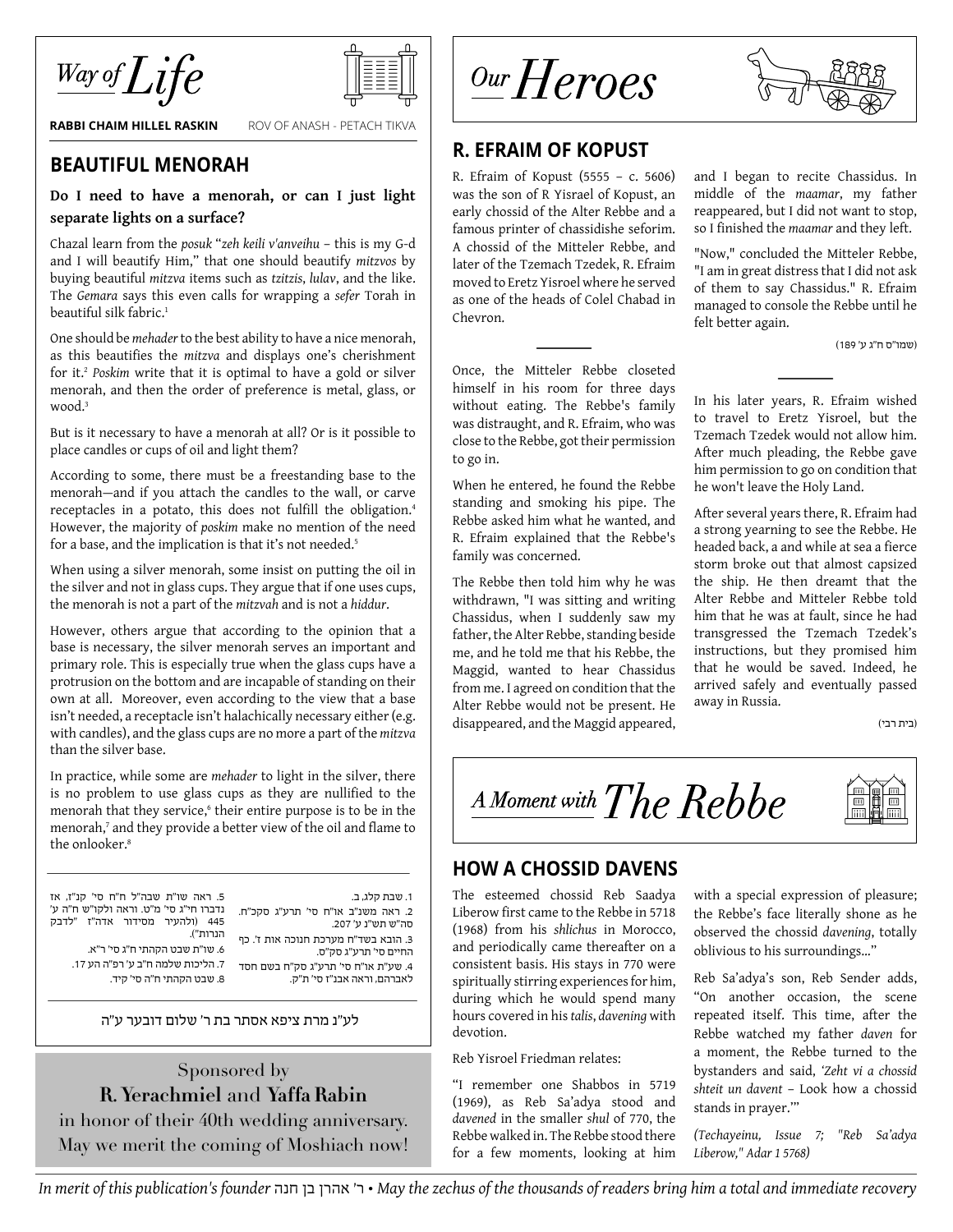# Way of Life

**RABBI CHAIM HILLEL RASKIN** ROV OF ANASH - PETACH TIKVA

## BEAUTIFUL MENORAH

**Do I need to have a menorah, or can I just light separate lights on a surface?**

Chazal learn from the *posuk* "*zeh keili v'anveihu* – this is my G-d and I will beautify Him," that one should beautify *mitzvos* by buying beautiful *mitzva* items such as *tzitzis*, *lulav*, and the like. The *Gemara* says this even calls for wrapping a *sefer* Torah in beautiful silk fabric.[1]

One should be *mehader* to the best ability to have a nice menorah, as this beautifies the *mitzva* and displays one's cherishment for it.[2] *Poskim* write that it is optimal to have a gold or silver menorah, and then the order of preference is metal, glass, or wood.[3]

But is it necessary to have a menorah at all? Or is it possible to place candles or cups of oil and light them?

According to some, there must be a freestanding base to the menorah—and if you attach the candles to the wall, or carve receptacles in a potato, this does not fulfill the obligation.[4] However, the majority of *poskim* make no mention of the need for a base, and the implication is that it's not needed.[5]

When using a silver menorah, some insist on putting the oil in the silver and not in glass cups. They argue that if one uses cups, the menorah is not a part of the *mitzvah* and is not a *hiddur*.

However, others argue that according to the opinion that a base is necessary, the silver menorah serves an important and primary role. This is especially true when the glass cups have a protrusion on the bottom and are incapable of standing on their own at all. Moreover, even according to the view that a base isn't needed, a receptacle isn't halachically necessary either (e.g. with candles), and the glass cups are no more a part of the *mitzva* than the silver base.

In practice, while some are *mehader* to light in the silver, there is no problem to use glass cups as they are nullified to the menorah that they service,[6] their entire purpose is to be in the menorah,[7] and they provide a better view of the oil and flame to the onlooker.[8]

1. שבת קלג, ב.
2. ראה משנ"ב או"ח סי' תרע"ג סקכ"ח. סה"ש תש"נ ע' 207.
3. הובא בשד"ח מערכת חנוכה אות ז'. כף החיים סי' תרע"ג סק"ס.
4. שע"ת או"ח סי' תרע"ג סק"ח בשם חסד לאברהם, וראה אבנ"ז סי' ת"ק.
5. ראה שו"ת שבה"ל ח"ח סי' קנ"ז, אז נדברו ח"ג סי' מ"ט. וראה ולקו"ש ח"ה ע' 445 (ולהעיר מסידור אדה"ז "לדבק הנרות").
6. שו"ת שבט הקהתי ח"ג סי' ר"א.
7. הליכות שלמה ח"ב ע' רפ"ה הע 17.
8. שבט הקהתי ח"ה סי' קיד.

לע"נ מרת ציפא אסתר בת ר' שלום דובער ע"ה

Sponsored by
**R. Yerachmiel** and **Yaffa Rabin**
in honor of their 40th wedding anniversary.
May we merit the coming of Moshiach now!

# Our Heroes

## R. EFRAIM OF KOPUST

R. Efraim of Kopust (5555 – c. 5606) was the son of R Yisrael of Kopust, an early chossid of the Alter Rebbe and a famous printer of chassidishe seforim. A chossid of the Mitteler Rebbe, and later of the Tzemach Tzedek, R. Efraim moved to Eretz Yisroel where he served as one of the heads of Colel Chabad in Chevron.

---

Once, the Mitteler Rebbe closeted himself in his room for three days without eating. The Rebbe's family was distraught, and R. Efraim, who was close to the Rebbe, got their permission to go in.

When he entered, he found the Rebbe standing and smoking his pipe. The Rebbe asked him what he wanted, and R. Efraim explained that the Rebbe's family was concerned.

The Rebbe then told him why he was withdrawn, "I was sitting and writing Chassidus, when I suddenly saw my father, the Alter Rebbe, standing beside me, and he told me that his Rebbe, the Maggid, wanted to hear Chassidus from me. I agreed on condition that the Alter Rebbe would not be present. He disappeared, and the Maggid appeared, and I began to recite Chassidus. In middle of the *maamar*, my father reappeared, but I did not want to stop, so I finished the *maamar* and they left.

"Now," concluded the Mitteler Rebbe, "I am in great distress that I did not ask of them to say Chassidus." R. Efraim managed to console the Rebbe until he felt better again.

(שמו"ס ח"ג ע' 189)

---

In his later years, R. Efraim wished to travel to Eretz Yisroel, but the Tzemach Tzedek would not allow him. After much pleading, the Rebbe gave him permission to go on condition that he won't leave the Holy Land.

After several years there, R. Efraim had a strong yearning to see the Rebbe. He headed back, a and while at sea a fierce storm broke out that almost capsized the ship. He then dreamt that the Alter Rebbe and Mitteler Rebbe told him that he was at fault, since he had transgressed the Tzemach Tzedek's instructions, but they promised him that he would be saved. Indeed, he arrived safely and eventually passed away in Russia.

(בית רבי)

# A Moment with The Rebbe

## HOW A CHOSSID DAVENS

The esteemed chossid Reb Saadya Liberow first came to the Rebbe in 5718 (1968) from his *shlichus* in Morocco, and periodically came thereafter on a consistent basis. His stays in 770 were spiritually stirring experiences for him, during which he would spend many hours covered in his *talis*, *davening* with devotion.

Reb Yisroel Friedman relates:

"I remember one Shabbos in 5719 (1969), as Reb Sa'adya stood and *davened* in the smaller *shul* of 770, the Rebbe walked in. The Rebbe stood there for a few moments, looking at him with a special expression of pleasure; the Rebbe's face literally shone as he observed the chossid *davening*, totally oblivious to his surroundings..."

Reb Sa'adya's son, Reb Sender adds, "On another occasion, the scene repeated itself. This time, after the Rebbe watched my father *daven* for a moment, the Rebbe turned to the bystanders and said, *'Zeht vi a chossid shteit un davent* – Look how a chossid stands in prayer.'"

*(Techayeinu, Issue 7; "Reb Sa'adya Liberow," Adar 1 5768)*

*In merit of this publication's founder* ר' אהרן בן חנה • *May the zechus of the thousands of readers bring him a total and immediate recovery*